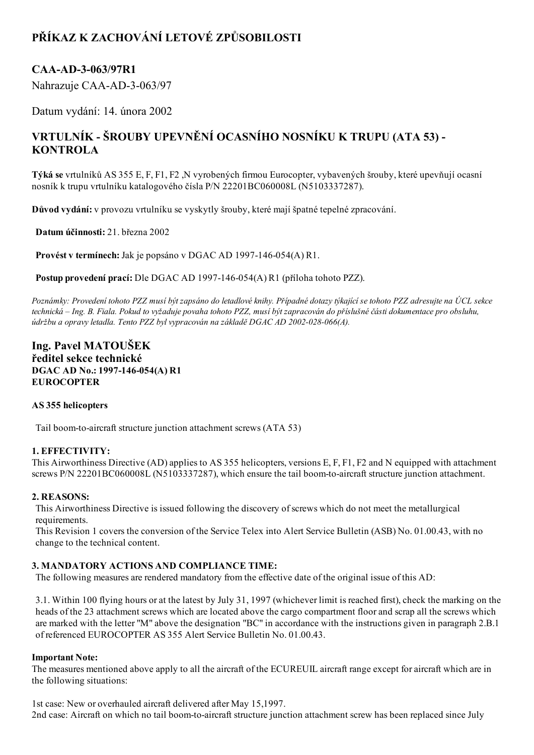# PŘÍKAZ K ZACHOVÁNÍ LETOVÉ ZPŮSOBILOSTI

## CAA-AD-3-063/97R1

Nahrazuje CAA-AD-3-063/97

Datum vydání: 14. února 2002

## VRTULNÍK - ŠROUBY UPEVNĚNÍ OCASNÍHO NOSNÍKU K TRUPU (ATA 53) - KONTROLA

**Týká se** vrtulníků AS 355 E, F, F1, F2 ,N vyrobených firmou Eurocopter, vybavených šrouby, které upevňují ocasní nosník k trupu vrtulníku katalogového čísla P/N 22201BC060008L (N5103337287).

**Důvod vydání:** v provozu vrtulníku se vyskytly šrouby, které mají špatné tepelné zpracování.

**Datum účinnosti:** 21. března 2002

**Provést v termínech:** Jak je popsáno v DGAC AD 1997-146-054(A) R1.

**Postup provedení prací:** Dle DGAC AD 1997-146-054(A) R1 (příloha tohoto PZZ).

*Poznámky: Provedení tohoto PZZ musí být zapsáno do letadlové knihy. Případné dotazy týkající se tohoto PZZ adresujte na ÚCL sekce technická – Ing. B. Fiala. Pokud to vyžaduje povaha tohoto PZZ, musí být zapracován do příslušné části dokumentace pro obsluhu, údržbu a opravy letadla. Tento PZZ byl vypracován na základě DGAC AD 2002-028-066(A).*

**Ing. Pavel MATOUŠEK**
**ředitel sekce technické**
**DGAC AD No.: 1997-146-054(A) R1**
**EUROCOPTER**

**AS 355 helicopters**

Tail boom-to-aircraft structure junction attachment screws (ATA 53)

**1. EFFECTIVITY:**
This Airworthiness Directive (AD) applies to AS 355 helicopters, versions E, F, F1, F2 and N equipped with attachment screws P/N 22201BC060008L (N5103337287), which ensure the tail boom-to-aircraft structure junction attachment.

**2. REASONS:**
This Airworthiness Directive is issued following the discovery of screws which do not meet the metallurgical requirements.
This Revision 1 covers the conversion of the Service Telex into Alert Service Bulletin (ASB) No. 01.00.43, with no change to the technical content.

**3. MANDATORY ACTIONS AND COMPLIANCE TIME:**
The following measures are rendered mandatory from the effective date of the original issue of this AD:

3.1. Within 100 flying hours or at the latest by July 31, 1997 (whichever limit is reached first), check the marking on the heads of the 23 attachment screws which are located above the cargo compartment floor and scrap all the screws which are marked with the letter "M" above the designation "BC" in accordance with the instructions given in paragraph 2.B.1 of referenced EUROCOPTER AS 355 Alert Service Bulletin No. 01.00.43.

**Important Note:**
The measures mentioned above apply to all the aircraft of the ECUREUIL aircraft range except for aircraft which are in the following situations:

1st case: New or overhauled aircraft delivered after May 15,1997.
2nd case: Aircraft on which no tail boom-to-aircraft structure junction attachment screw has been replaced since July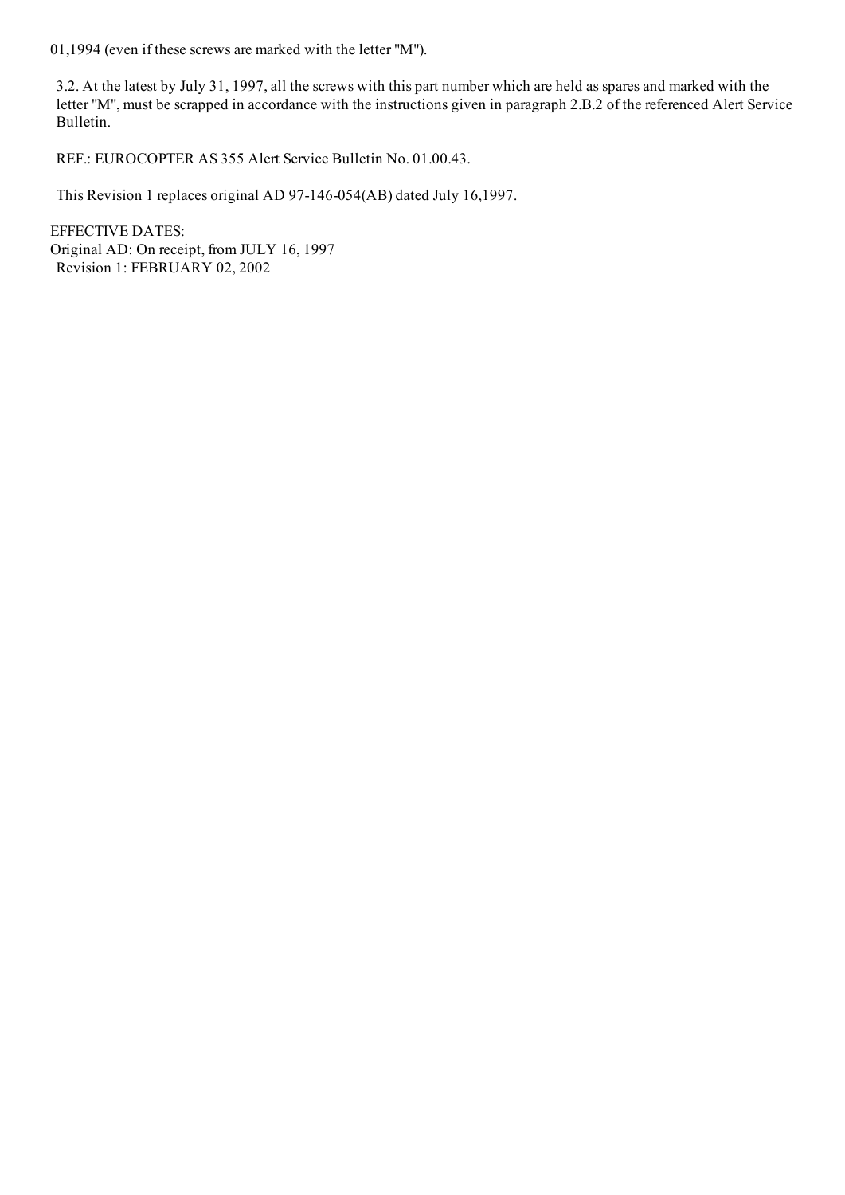01,1994 (even if these screws are marked with the letter "M").

3.2. At the latest by July 31, 1997, all the screws with this part number which are held as spares and marked with the letter "M", must be scrapped in accordance with the instructions given in paragraph 2.B.2 of the referenced Alert Service Bulletin.

REF.: EUROCOPTER AS 355 Alert Service Bulletin No. 01.00.43.

This Revision 1 replaces original AD 97-146-054(AB) dated July 16,1997.

EFFECTIVE DATES:
Original AD: On receipt, from JULY 16, 1997
Revision 1: FEBRUARY 02, 2002